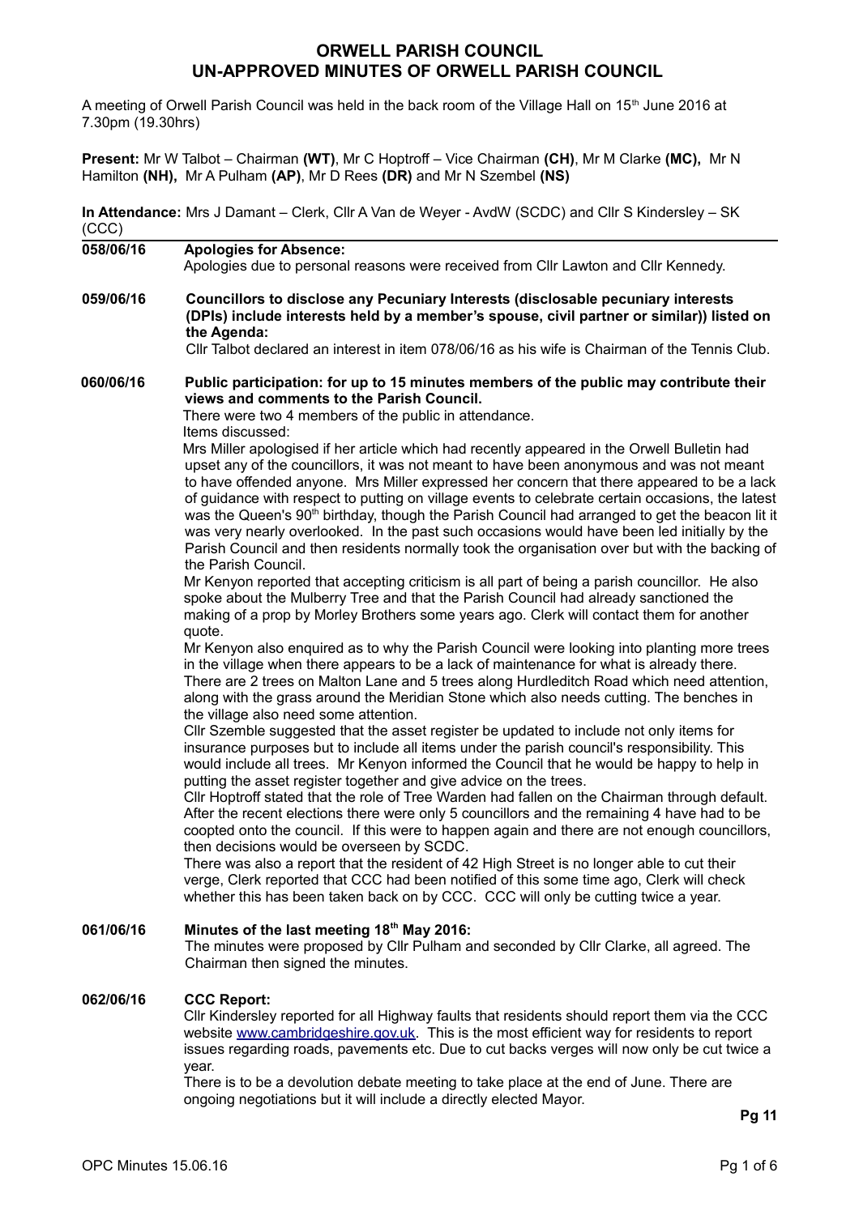# ORWELL PARISH COUNCIL
## UN-APPROVED MINUTES OF ORWELL PARISH COUNCIL

A meeting of Orwell Parish Council was held in the back room of the Village Hall on 15th June 2016 at 7.30pm (19.30hrs)

**Present:** Mr W Talbot – Chairman **(WT)**, Mr C Hoptroff – Vice Chairman **(CH)**, Mr M Clarke **(MC),** Mr N Hamilton **(NH),** Mr A Pulham **(AP)**, Mr D Rees **(DR)** and Mr N Szembel **(NS)**

**In Attendance:** Mrs J Damant – Clerk, Cllr A Van de Weyer - AvdW (SCDC) and Cllr S Kindersley – SK (CCC)

**058/06/16** **Apologies for Absence:**
Apologies due to personal reasons were received from Cllr Lawton and Cllr Kennedy.

**059/06/16** **Councillors to disclose any Pecuniary Interests (disclosable pecuniary interests (DPIs) include interests held by a member's spouse, civil partner or similar)) listed on the Agenda:**
Cllr Talbot declared an interest in item 078/06/16 as his wife is Chairman of the Tennis Club.

**060/06/16** **Public participation: for up to 15 minutes members of the public may contribute their views and comments to the Parish Council.**
There were two 4 members of the public in attendance.
Items discussed:
Mrs Miller apologised if her article which had recently appeared in the Orwell Bulletin had upset any of the councillors, it was not meant to have been anonymous and was not meant to have offended anyone. Mrs Miller expressed her concern that there appeared to be a lack of guidance with respect to putting on village events to celebrate certain occasions, the latest was the Queen's 90th birthday, though the Parish Council had arranged to get the beacon lit it was very nearly overlooked. In the past such occasions would have been led initially by the Parish Council and then residents normally took the organisation over but with the backing of the Parish Council.
Mr Kenyon reported that accepting criticism is all part of being a parish councillor. He also spoke about the Mulberry Tree and that the Parish Council had already sanctioned the making of a prop by Morley Brothers some years ago. Clerk will contact them for another quote.
Mr Kenyon also enquired as to why the Parish Council were looking into planting more trees in the village when there appears to be a lack of maintenance for what is already there. There are 2 trees on Malton Lane and 5 trees along Hurdleditch Road which need attention, along with the grass around the Meridian Stone which also needs cutting. The benches in the village also need some attention.
Cllr Szemble suggested that the asset register be updated to include not only items for insurance purposes but to include all items under the parish council's responsibility. This would include all trees. Mr Kenyon informed the Council that he would be happy to help in putting the asset register together and give advice on the trees.
Cllr Hoptroff stated that the role of Tree Warden had fallen on the Chairman through default. After the recent elections there were only 5 councillors and the remaining 4 have had to be coopted onto the council. If this were to happen again and there are not enough councillors, then decisions would be overseen by SCDC.
There was also a report that the resident of 42 High Street is no longer able to cut their verge, Clerk reported that CCC had been notified of this some time ago, Clerk will check whether this has been taken back on by CCC. CCC will only be cutting twice a year.

**061/06/16** **Minutes of the last meeting 18th May 2016:**
The minutes were proposed by Cllr Pulham and seconded by Cllr Clarke, all agreed. The Chairman then signed the minutes.

**062/06/16** **CCC Report:**
Cllr Kindersley reported for all Highway faults that residents should report them via the CCC website www.cambridgeshire.gov.uk. This is the most efficient way for residents to report issues regarding roads, pavements etc. Due to cut backs verges will now only be cut twice a year.
There is to be a devolution debate meeting to take place at the end of June. There are ongoing negotiations but it will include a directly elected Mayor.

**Pg 11**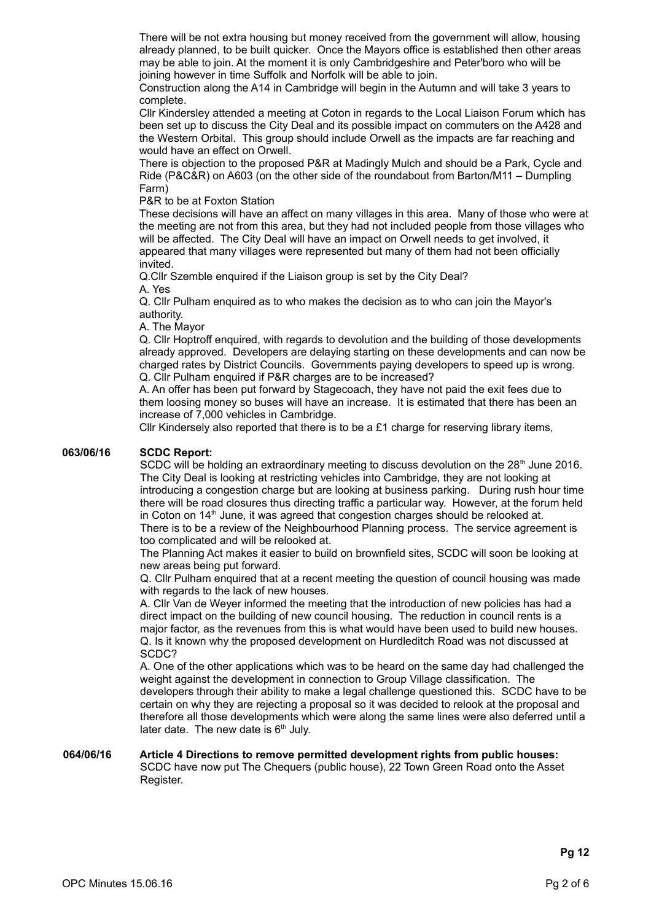There will be not extra housing but money received from the government will allow, housing already planned, to be built quicker. Once the Mayors office is established then other areas may be able to join. At the moment it is only Cambridgeshire and Peter'boro who will be joining however in time Suffolk and Norfolk will be able to join.

Construction along the A14 in Cambridge will begin in the Autumn and will take 3 years to complete.

Cllr Kindersley attended a meeting at Coton in regards to the Local Liaison Forum which has been set up to discuss the City Deal and its possible impact on commuters on the A428 and the Western Orbital. This group should include Orwell as the impacts are far reaching and would have an effect on Orwell.

There is objection to the proposed P&R at Madingly Mulch and should be a Park, Cycle and Ride (P&C&R) on A603 (on the other side of the roundabout from Barton/M11 – Dumpling Farm)

P&R to be at Foxton Station

These decisions will have an affect on many villages in this area. Many of those who were at the meeting are not from this area, but they had not included people from those villages who will be affected. The City Deal will have an impact on Orwell needs to get involved, it appeared that many villages were represented but many of them had not been officially invited.

Q.Cllr Szemble enquired if the Liaison group is set by the City Deal?

A. Yes

Q. Cllr Pulham enquired as to who makes the decision as to who can join the Mayor's authority.

A. The Mayor

Q. Cllr Hoptroff enquired, with regards to devolution and the building of those developments already approved. Developers are delaying starting on these developments and can now be charged rates by District Councils. Governments paying developers to speed up is wrong.

Q. Cllr Pulham enquired if P&R charges are to be increased?

A. An offer has been put forward by Stagecoach, they have not paid the exit fees due to them loosing money so buses will have an increase. It is estimated that there has been an increase of 7,000 vehicles in Cambridge.

Cllr Kindersely also reported that there is to be a £1 charge for reserving library items,

**063/06/16 SCDC Report:**

SCDC will be holding an extraordinary meeting to discuss devolution on the 28th June 2016. The City Deal is looking at restricting vehicles into Cambridge, they are not looking at introducing a congestion charge but are looking at business parking. During rush hour time there will be road closures thus directing traffic a particular way. However, at the forum held in Coton on 14th June, it was agreed that congestion charges should be relooked at.

There is to be a review of the Neighbourhood Planning process. The service agreement is too complicated and will be relooked at.

The Planning Act makes it easier to build on brownfield sites, SCDC will soon be looking at new areas being put forward.

Q. Cllr Pulham enquired that at a recent meeting the question of council housing was made with regards to the lack of new houses.

A. Cllr Van de Weyer informed the meeting that the introduction of new policies has had a direct impact on the building of new council housing. The reduction in council rents is a major factor, as the revenues from this is what would have been used to build new houses.

Q. Is it known why the proposed development on Hurdleditch Road was not discussed at SCDC?

A. One of the other applications which was to be heard on the same day had challenged the weight against the development in connection to Group Village classification. The developers through their ability to make a legal challenge questioned this. SCDC have to be certain on why they are rejecting a proposal so it was decided to relook at the proposal and therefore all those developments which were along the same lines were also deferred until a later date. The new date is 6th July.

**064/06/16 Article 4 Directions to remove permitted development rights from public houses:**

SCDC have now put The Chequers (public house), 22 Town Green Road onto the Asset Register.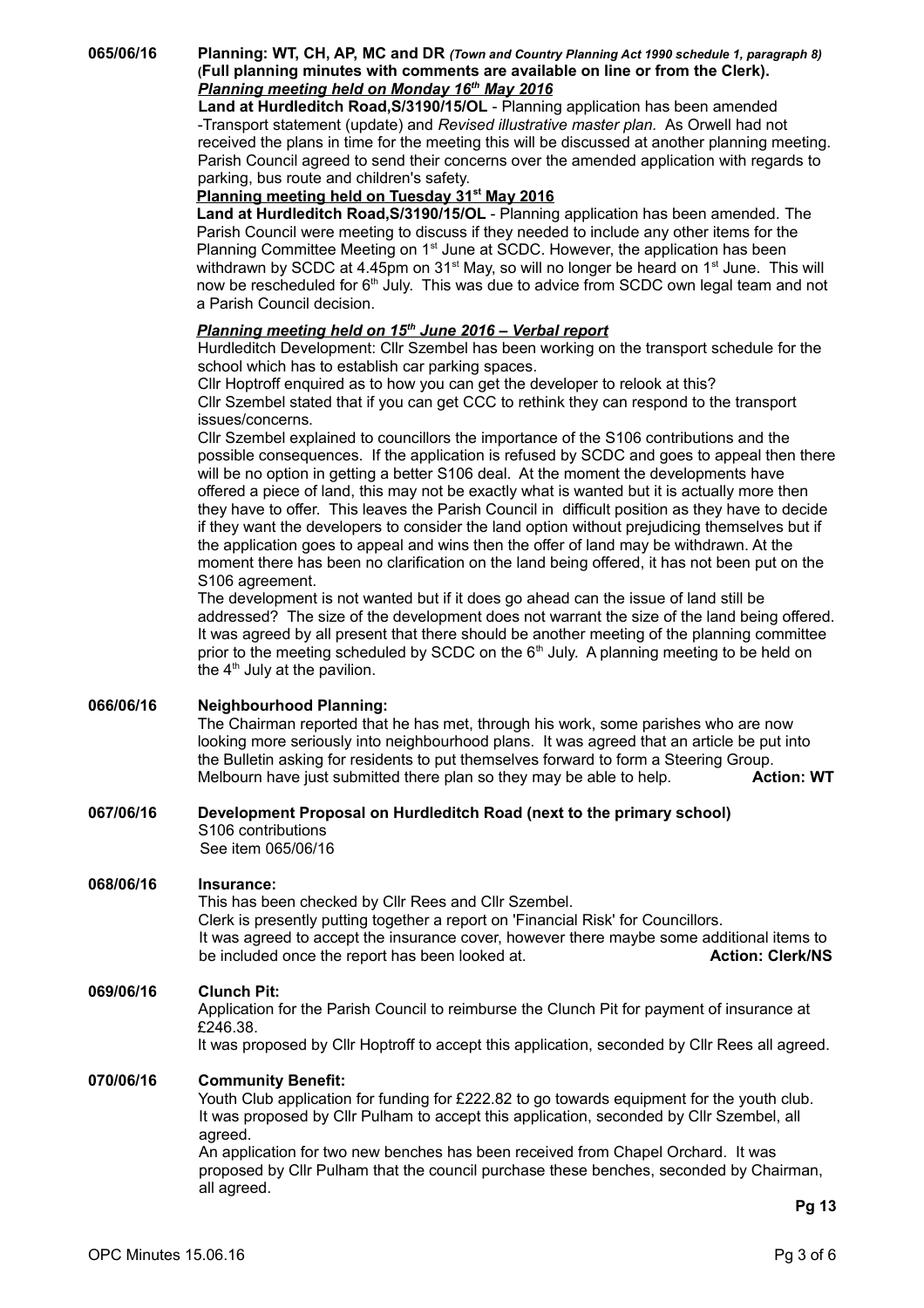**065/06/16** **Planning: WT, CH, AP, MC and DR** ***(Town and Country Planning Act 1990 schedule 1, paragraph 8)*** **(Full planning minutes with comments are available on line or from the Clerk).**

***Planning meeting held on Monday 16th May 2016***

**Land at Hurdleditch Road,S/3190/15/OL** - Planning application has been amended -Transport statement (update) and *Revised illustrative master plan.* As Orwell had not received the plans in time for the meeting this will be discussed at another planning meeting. Parish Council agreed to send their concerns over the amended application with regards to parking, bus route and children's safety.

**Planning meeting held on Tuesday 31st May 2016**

**Land at Hurdleditch Road,S/3190/15/OL** - Planning application has been amended. The Parish Council were meeting to discuss if they needed to include any other items for the Planning Committee Meeting on 1st June at SCDC. However, the application has been withdrawn by SCDC at 4.45pm on 31st May, so will no longer be heard on 1st June. This will now be rescheduled for 6th July. This was due to advice from SCDC own legal team and not a Parish Council decision.

***Planning meeting held on 15th June 2016 – Verbal report***

Hurdleditch Development: Cllr Szembel has been working on the transport schedule for the school which has to establish car parking spaces.

Cllr Hoptroff enquired as to how you can get the developer to relook at this?

Cllr Szembel stated that if you can get CCC to rethink they can respond to the transport issues/concerns.

Cllr Szembel explained to councillors the importance of the S106 contributions and the possible consequences. If the application is refused by SCDC and goes to appeal then there will be no option in getting a better S106 deal. At the moment the developments have offered a piece of land, this may not be exactly what is wanted but it is actually more then they have to offer. This leaves the Parish Council in difficult position as they have to decide if they want the developers to consider the land option without prejudicing themselves but if the application goes to appeal and wins then the offer of land may be withdrawn. At the moment there has been no clarification on the land being offered, it has not been put on the S106 agreement.

The development is not wanted but if it does go ahead can the issue of land still be addressed? The size of the development does not warrant the size of the land being offered. It was agreed by all present that there should be another meeting of the planning committee prior to the meeting scheduled by SCDC on the 6th July. A planning meeting to be held on the 4th July at the pavilion.

**066/06/16** **Neighbourhood Planning:**

The Chairman reported that he has met, through his work, some parishes who are now looking more seriously into neighbourhood plans. It was agreed that an article be put into the Bulletin asking for residents to put themselves forward to form a Steering Group. Melbourn have just submitted there plan so they may be able to help. **Action: WT**

**067/06/16** **Development Proposal on Hurdleditch Road (next to the primary school)**

S106 contributions
See item 065/06/16

**068/06/16** **Insurance:**

This has been checked by Cllr Rees and Cllr Szembel.
Clerk is presently putting together a report on 'Financial Risk' for Councillors.
It was agreed to accept the insurance cover, however there maybe some additional items to be included once the report has been looked at. **Action: Clerk/NS**

**069/06/16** **Clunch Pit:**

Application for the Parish Council to reimburse the Clunch Pit for payment of insurance at £246.38.
It was proposed by Cllr Hoptroff to accept this application, seconded by Cllr Rees all agreed.

**070/06/16** **Community Benefit:**

Youth Club application for funding for £222.82 to go towards equipment for the youth club. It was proposed by Cllr Pulham to accept this application, seconded by Cllr Szembel, all agreed.
An application for two new benches has been received from Chapel Orchard. It was proposed by Cllr Pulham that the council purchase these benches, seconded by Chairman, all agreed.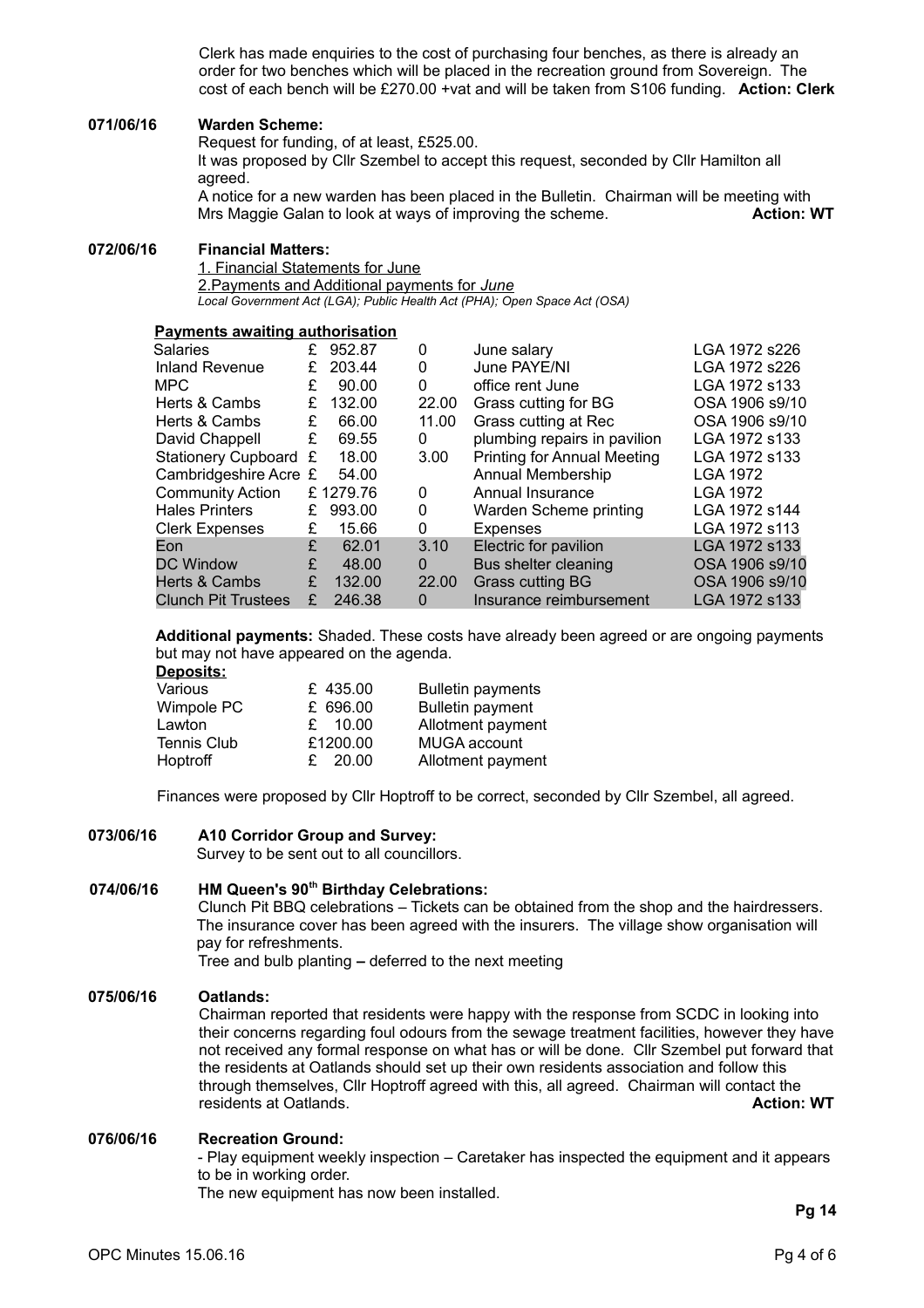Clerk has made enquiries to the cost of purchasing four benches, as there is already an order for two benches which will be placed in the recreation ground from Sovereign. The cost of each bench will be £270.00 +vat and will be taken from S106 funding. **Action: Clerk**

**071/06/16 Warden Scheme:**

Request for funding, of at least, £525.00.

It was proposed by Cllr Szembel to accept this request, seconded by Cllr Hamilton all agreed.

A notice for a new warden has been placed in the Bulletin. Chairman will be meeting with Mrs Maggie Galan to look at ways of improving the scheme. **Action: WT**

**072/06/16 Financial Matters:**

1. Financial Statements for June
2. Payments and Additional payments for *June*

*Local Government Act (LGA); Public Health Act (PHA); Open Space Act (OSA)*

**Payments awaiting authorisation**

| Payee | Amount | VAT | Description | Power |
|---|---|---|---|---|
| Salaries | £ 952.87 | 0 | June salary | LGA 1972 s226 |
| Inland Revenue | £ 203.44 | 0 | June PAYE/NI | LGA 1972 s226 |
| MPC | £ 90.00 | 0 | office rent June | LGA 1972 s133 |
| Herts & Cambs | £ 132.00 | 22.00 | Grass cutting for BG | OSA 1906 s9/10 |
| Herts & Cambs | £ 66.00 | 11.00 | Grass cutting at Rec | OSA 1906 s9/10 |
| David Chappell | £ 69.55 | 0 | plumbing repairs in pavilion | LGA 1972 s133 |
| Stationery Cupboard | £ 18.00 | 3.00 | Printing for Annual Meeting | LGA 1972 s133 |
| Cambridgeshire Acre | £ 54.00 | | Annual Membership | LGA 1972 |
| Community Action | £ 1279.76 | 0 | Annual Insurance | LGA 1972 |
| Hales Printers | £ 993.00 | 0 | Warden Scheme printing | LGA 1972 s144 |
| Clerk Expenses | £ 15.66 | 0 | Expenses | LGA 1972 s113 |
| Eon | £ 62.01 | 3.10 | Electric for pavilion | LGA 1972 s133 |
| DC Window | £ 48.00 | 0 | Bus shelter cleaning | OSA 1906 s9/10 |
| Herts & Cambs | £ 132.00 | 22.00 | Grass cutting BG | OSA 1906 s9/10 |
| Clunch Pit Trustees | £ 246.38 | 0 | Insurance reimbursement | LGA 1972 s133 |

**Additional payments:** Shaded. These costs have already been agreed or are ongoing payments but may not have appeared on the agenda.

**Deposits:**

| Payer | Amount | Description |
|---|---|---|
| Various | £ 435.00 | Bulletin payments |
| Wimpole PC | £ 696.00 | Bulletin payment |
| Lawton | £ 10.00 | Allotment payment |
| Tennis Club | £1200.00 | MUGA account |
| Hoptroff | £ 20.00 | Allotment payment |

Finances were proposed by Cllr Hoptroff to be correct, seconded by Cllr Szembel, all agreed.

**073/06/16 A10 Corridor Group and Survey:**

Survey to be sent out to all councillors.

**074/06/16 HM Queen's 90th Birthday Celebrations:**

Clunch Pit BBQ celebrations – Tickets can be obtained from the shop and the hairdressers. The insurance cover has been agreed with the insurers. The village show organisation will pay for refreshments.

Tree and bulb planting **–** deferred to the next meeting

**075/06/16 Oatlands:**

Chairman reported that residents were happy with the response from SCDC in looking into their concerns regarding foul odours from the sewage treatment facilities, however they have not received any formal response on what has or will be done. Cllr Szembel put forward that the residents at Oatlands should set up their own residents association and follow this through themselves, Cllr Hoptroff agreed with this, all agreed. Chairman will contact the residents at Oatlands. **Action: WT**

**076/06/16 Recreation Ground:**

- Play equipment weekly inspection – Caretaker has inspected the equipment and it appears to be in working order.

The new equipment has now been installed.

**Pg 14**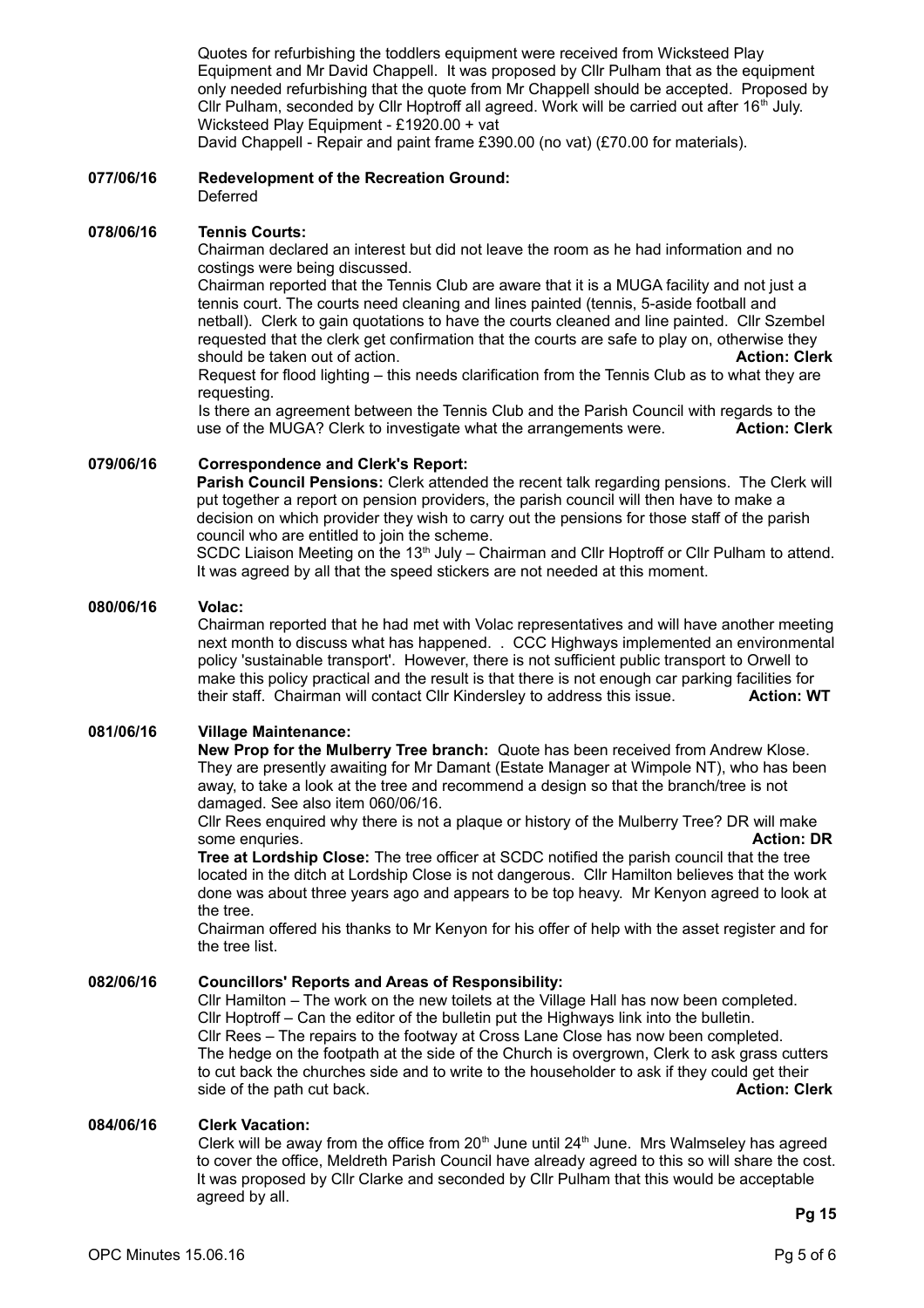Quotes for refurbishing the toddlers equipment were received from Wicksteed Play Equipment and Mr David Chappell. It was proposed by Cllr Pulham that as the equipment only needed refurbishing that the quote from Mr Chappell should be accepted. Proposed by Cllr Pulham, seconded by Cllr Hoptroff all agreed. Work will be carried out after 16th July.
Wicksteed Play Equipment - £1920.00 + vat
David Chappell - Repair and paint frame £390.00 (no vat) (£70.00 for materials).

**077/06/16 Redevelopment of the Recreation Ground:**
Deferred

**078/06/16 Tennis Courts:**
Chairman declared an interest but did not leave the room as he had information and no costings were being discussed.
Chairman reported that the Tennis Club are aware that it is a MUGA facility and not just a tennis court. The courts need cleaning and lines painted (tennis, 5-aside football and netball). Clerk to gain quotations to have the courts cleaned and line painted. Cllr Szembel requested that the clerk get confirmation that the courts are safe to play on, otherwise they should be taken out of action. **Action: Clerk**
Request for flood lighting – this needs clarification from the Tennis Club as to what they are requesting.
Is there an agreement between the Tennis Club and the Parish Council with regards to the use of the MUGA? Clerk to investigate what the arrangements were. **Action: Clerk**

**079/06/16 Correspondence and Clerk's Report:**
**Parish Council Pensions:** Clerk attended the recent talk regarding pensions. The Clerk will put together a report on pension providers, the parish council will then have to make a decision on which provider they wish to carry out the pensions for those staff of the parish council who are entitled to join the scheme.
SCDC Liaison Meeting on the 13th July – Chairman and Cllr Hoptroff or Cllr Pulham to attend.
It was agreed by all that the speed stickers are not needed at this moment.

**080/06/16 Volac:**
Chairman reported that he had met with Volac representatives and will have another meeting next month to discuss what has happened. . CCC Highways implemented an environmental policy 'sustainable transport'. However, there is not sufficient public transport to Orwell to make this policy practical and the result is that there is not enough car parking facilities for their staff. Chairman will contact Cllr Kindersley to address this issue. **Action: WT**

**081/06/16 Village Maintenance:**
**New Prop for the Mulberry Tree branch:** Quote has been received from Andrew Klose. They are presently awaiting for Mr Damant (Estate Manager at Wimpole NT), who has been away, to take a look at the tree and recommend a design so that the branch/tree is not damaged. See also item 060/06/16.
Cllr Rees enquired why there is not a plaque or history of the Mulberry Tree? DR will make some enquries. **Action: DR**
**Tree at Lordship Close:** The tree officer at SCDC notified the parish council that the tree located in the ditch at Lordship Close is not dangerous. Cllr Hamilton believes that the work done was about three years ago and appears to be top heavy. Mr Kenyon agreed to look at the tree.
Chairman offered his thanks to Mr Kenyon for his offer of help with the asset register and for the tree list.

**082/06/16 Councillors' Reports and Areas of Responsibility:**
Cllr Hamilton – The work on the new toilets at the Village Hall has now been completed.
Cllr Hoptroff – Can the editor of the bulletin put the Highways link into the bulletin.
Cllr Rees – The repairs to the footway at Cross Lane Close has now been completed.
The hedge on the footpath at the side of the Church is overgrown, Clerk to ask grass cutters to cut back the churches side and to write to the householder to ask if they could get their side of the path cut back. **Action: Clerk**

**084/06/16 Clerk Vacation:**
Clerk will be away from the office from 20th June until 24th June. Mrs Walmseley has agreed to cover the office, Meldreth Parish Council have already agreed to this so will share the cost. It was proposed by Cllr Clarke and seconded by Cllr Pulham that this would be acceptable agreed by all.

**Pg 15**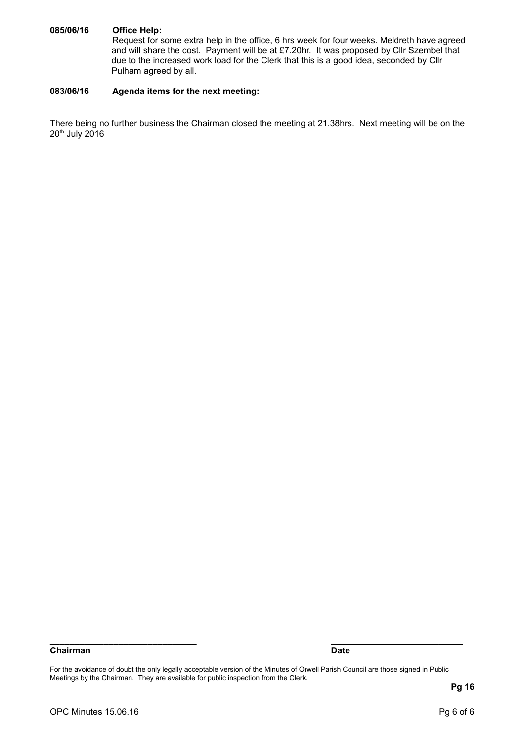**085/06/16 Office Help:**

Request for some extra help in the office, 6 hrs week for four weeks. Meldreth have agreed and will share the cost. Payment will be at £7.20hr. It was proposed by Cllr Szembel that due to the increased work load for the Clerk that this is a good idea, seconded by Cllr Pulham agreed by all.

**083/06/16 Agenda items for the next meeting:**

There being no further business the Chairman closed the meeting at 21.38hrs. Next meeting will be on the 20th July 2016

**Chairman** ______________________________ **Date** ______________________________

For the avoidance of doubt the only legally acceptable version of the Minutes of Orwell Parish Council are those signed in Public Meetings by the Chairman. They are available for public inspection from the Clerk.

**Pg 16**